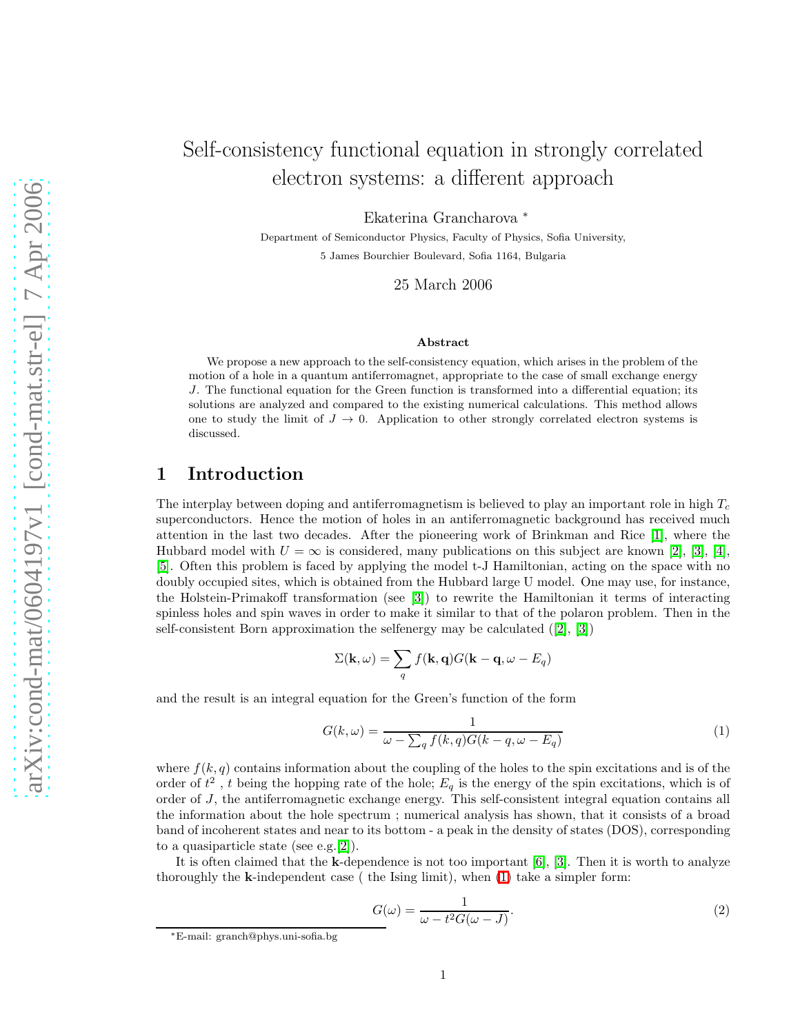# Self-consistency functional equation in strongly correlated electron systems: a different approach

Ekaterina Grancharova *

Department of Semiconductor Physics, Faculty of Physics, Sofia University,

5 James Bourchier Boulevard, Sofia 1164, Bulgaria

25 March 2006

### Abstract

We propose a new approach to the self-consistency equation, which arises in the problem of the motion of a hole in a quantum antiferromagnet, appropriate to the case of small exchange energy $J$. The functional equation for the Green function is transformed into a differential equation; its solutions are analyzed and compared to the existing numerical calculations. This method allows one to study the limit of $J \to 0$. Application to other strongly correlated electron systems is discussed.

## 1 Introduction

The interplay between doping and antiferromagnetism is believed to play an important role in high $T_c$ superconductors. Hence the motion of holes in an antiferromagnetic background has received much attention in the last two decades. After the pioneering work of Brinkman and Rice [1], where the Hubbard model with $U = \infty$ is considered, many publications on this subject are known [2], [3], [4], [5]. Often this problem is faced by applying the model t-J Hamiltonian, acting on the space with no doubly occupied sites, which is obtained from the Hubbard large U model. One may use, for instance, the Holstein-Primakoff transformation (see [3]) to rewrite the Hamiltonian it terms of interacting spinless holes and spin waves in order to make it similar to that of the polaron problem. Then in the self-consistent Born approximation the selfenergy may be calculated ([2], [3])

$$\Sigma(\mathbf{k}, \omega) = \sum_q f(\mathbf{k}, \mathbf{q}) G(\mathbf{k} - \mathbf{q}, \omega - E_q)$$

and the result is an integral equation for the Green's function of the form

$$G(k, \omega) = \frac{1}{\omega - \sum_q f(k, q) G(k - q, \omega - E_q)} \tag{1}$$

where $f(k, q)$ contains information about the coupling of the holes to the spin excitations and is of the order of $t^2$ , $t$ being the hopping rate of the hole; $E_q$ is the energy of the spin excitations, which is of order of $J$, the antiferromagnetic exchange energy. This self-consistent integral equation contains all the information about the hole spectrum ; numerical analysis has shown, that it consists of a broad band of incoherent states and near to its bottom - a peak in the density of states (DOS), corresponding to a quasiparticle state (see e.g.[2]).

It is often claimed that the $\mathbf{k}$-dependence is not too important [6], [3]. Then it is worth to analyze thoroughly the $\mathbf{k}$-independent case ( the Ising limit), when (1) take a simpler form:

$$G(\omega) = \frac{1}{\omega - t^2 G(\omega - J)}. \tag{2}$$

*E-mail: granch@phys.uni-sofia.bg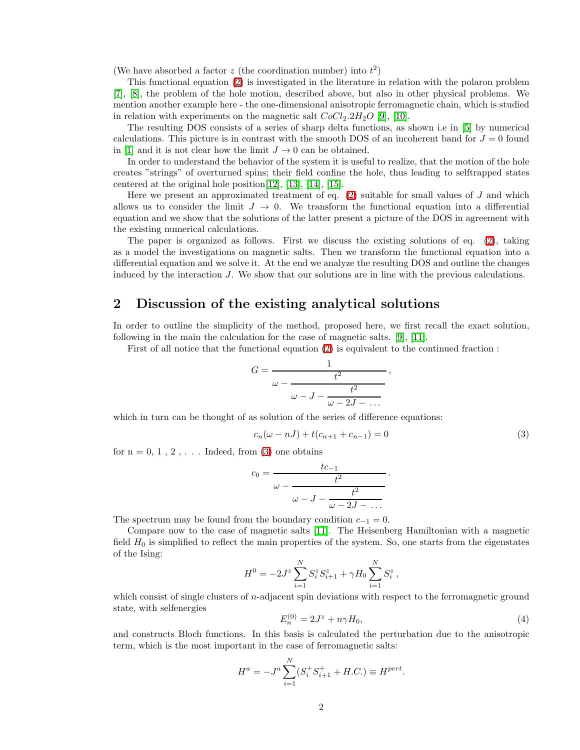(We have absorbed a factor $z$ (the coordination number) into $t^2$)

This functional equation (2) is investigated in the literature in relation with the polaron problem [7], [8], the problem of the hole motion, described above, but also in other physical problems. We mention another example here - the one-dimensional anisotropic ferromagnetic chain, which is studied in relation with experiments on the magnetic salt $CoCl_2.2H_2O$ [9], [10].

The resulting DOS consists of a series of sharp delta functions, as shown i.e in [5] by numerical calculations. This picture is in contrast with the smooth DOS of an incoherent band for $J = 0$ found in [1] and it is not clear how the limit $J \to 0$ can be obtained.

In order to understand the behavior of the system it is useful to realize, that the motion of the hole creates "strings" of overturned spins; their field confine the hole, thus leading to selftrapped states centered at the original hole position[12], [13], [14], [15].

Here we present an approximated treatment of eq. (2) suitable for small values of $J$ and which allows us to consider the limit $J \to 0$. We transform the functional equation into a differential equation and we show that the solutions of the latter present a picture of the DOS in agreement with the existing numerical calculations.

The paper is organized as follows. First we discuss the existing solutions of eq. (2), taking as a model the investigations on magnetic salts. Then we transform the functional equation into a differential equation and we solve it. At the end we analyze the resulting DOS and outline the changes induced by the interaction $J$. We show that our solutions are in line with the previous calculations.

## 2 Discussion of the existing analytical solutions

In order to outline the simplicity of the method, proposed here, we first recall the exact solution, following in the main the calculation for the case of magnetic salts. [9], [11].

First of all notice that the functional equation (2) is equivalent to the continued fraction :

$$G = \cfrac{1}{\omega - \cfrac{t^2}{\omega - J - \cfrac{t^2}{\omega - 2J - \ldots}}} \,,$$

which in turn can be thought of as solution of the series of difference equations:

$$c_n(\omega - nJ) + t(c_{n+1} + c_{n-1}) = 0 \tag{3}$$

for n = 0, 1 , 2 , . . . Indeed, from (3) one obtains

$$c_0 = \cfrac{tc_{-1}}{\omega - \cfrac{t^2}{\omega - J - \cfrac{t^2}{\omega - 2J - \ldots}}} \,.$$

The spectrum may be found from the boundary condition $c_{-1} = 0$.

Compare now to the case of magnetic salts [11]. The Heisenberg Hamiltonian with a magnetic field $H_0$ is simplified to reflect the main properties of the system. So, one starts from the eigenstates of the Ising:

$$H^0 = -2J^z \sum_{i=1}^{N} S_i^z S_{i+1}^z + \gamma H_0 \sum_{i=1}^{N} S_i^z \,,$$

which consist of single clusters of $n$-adjacent spin deviations with respect to the ferromagnetic ground state, with selfenergies

$$E_n^{(0)} = 2J^z + n\gamma H_0, \tag{4}$$

and constructs Bloch functions. In this basis is calculated the perturbation due to the anisotropic term, which is the most important in the case of ferromagnetic salts:

$$H^a = -J^a \sum_{i=1}^{N} (S_i^+ S_{i+1}^+ + H.C.) \equiv H^{pert}.$$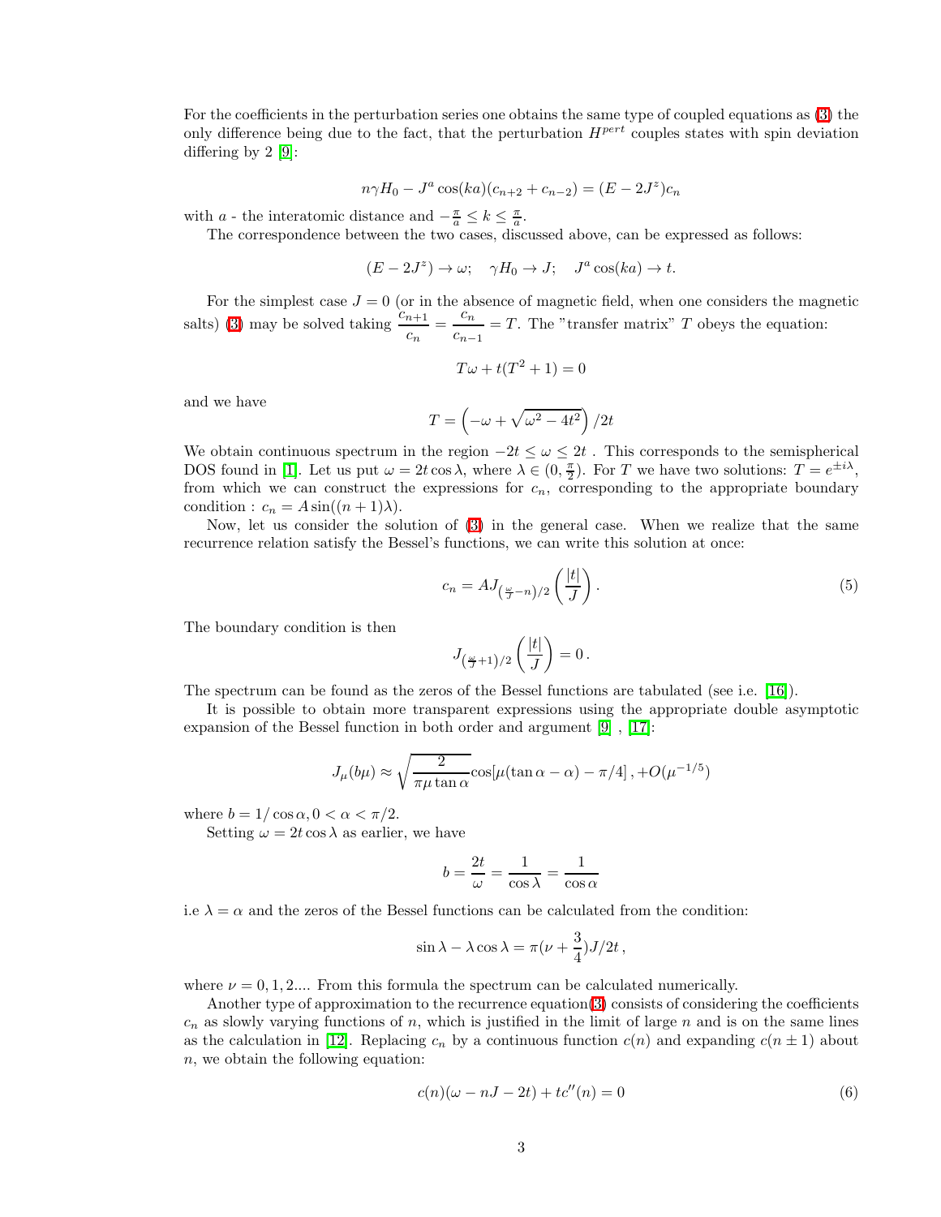For the coefficients in the perturbation series one obtains the same type of coupled equations as (3) the only difference being due to the fact, that the perturbation $H^{pert}$ couples states with spin deviation differing by 2 [9]:

$$n\gamma H_0 - J^a \cos(ka)(c_{n+2} + c_{n-2}) = (E - 2J^z)c_n$$

with $a$ - the interatomic distance and $-\frac{\pi}{a} \leq k \leq \frac{\pi}{a}$.

The correspondence between the two cases, discussed above, can be expressed as follows:

$$(E - 2J^z) \to \omega; \quad \gamma H_0 \to J; \quad J^a \cos(ka) \to t.$$

For the simplest case $J = 0$ (or in the absence of magnetic field, when one considers the magnetic salts) (3) may be solved taking $\dfrac{c_{n+1}}{c_n} = \dfrac{c_n}{c_{n-1}} = T$. The "transfer matrix" $T$ obeys the equation:

$$T\omega + t(T^2 + 1) = 0$$

and we have

$$T = \left(-\omega + \sqrt{\omega^2 - 4t^2}\right)/2t$$

We obtain continuous spectrum in the region $-2t \leq \omega \leq 2t$ . This corresponds to the semispherical DOS found in [1]. Let us put $\omega = 2t\cos\lambda$, where $\lambda \in (0, \frac{\pi}{2})$. For $T$ we have two solutions: $T = e^{\pm i\lambda}$, from which we can construct the expressions for $c_n$, corresponding to the appropriate boundary condition : $c_n = A\sin((n+1)\lambda)$.

Now, let us consider the solution of (3) in the general case. When we realize that the same recurrence relation satisfy the Bessel's functions, we can write this solution at once:

$$c_n = AJ_{\left(\frac{\omega}{J} - n\right)/2}\left(\frac{|t|}{J}\right). \tag{5}$$

The boundary condition is then

$$J_{\left(\frac{\omega}{J} + 1\right)/2}\left(\frac{|t|}{J}\right) = 0\,.$$

The spectrum can be found as the zeros of the Bessel functions are tabulated (see i.e. [16]).

It is possible to obtain more transparent expressions using the appropriate double asymptotic expansion of the Bessel function in both order and argument [9] , [17]:

$$J_\mu(b\mu) \approx \sqrt{\frac{2}{\pi\mu\tan\alpha}}\cos[\mu(\tan\alpha - \alpha) - \pi/4]\,, + O(\mu^{-1/5})$$

where $b = 1/\cos\alpha, 0 < \alpha < \pi/2$.

Setting $\omega = 2t\cos\lambda$ as earlier, we have

$$b = \frac{2t}{\omega} = \frac{1}{\cos\lambda} = \frac{1}{\cos\alpha}$$

i.e $\lambda = \alpha$ and the zeros of the Bessel functions can be calculated from the condition:

$$\sin\lambda - \lambda\cos\lambda = \pi(\nu + \frac{3}{4})J/2t\,,$$

where $\nu = 0, 1, 2....$ From this formula the spectrum can be calculated numerically.

Another type of approximation to the recurrence equation(3) consists of considering the coefficients $c_n$ as slowly varying functions of $n$, which is justified in the limit of large $n$ and is on the same lines as the calculation in [12]. Replacing $c_n$ by a continuous function $c(n)$ and expanding $c(n \pm 1)$ about $n$, we obtain the following equation:

$$c(n)(\omega - nJ - 2t) + tc''(n) = 0 \tag{6}$$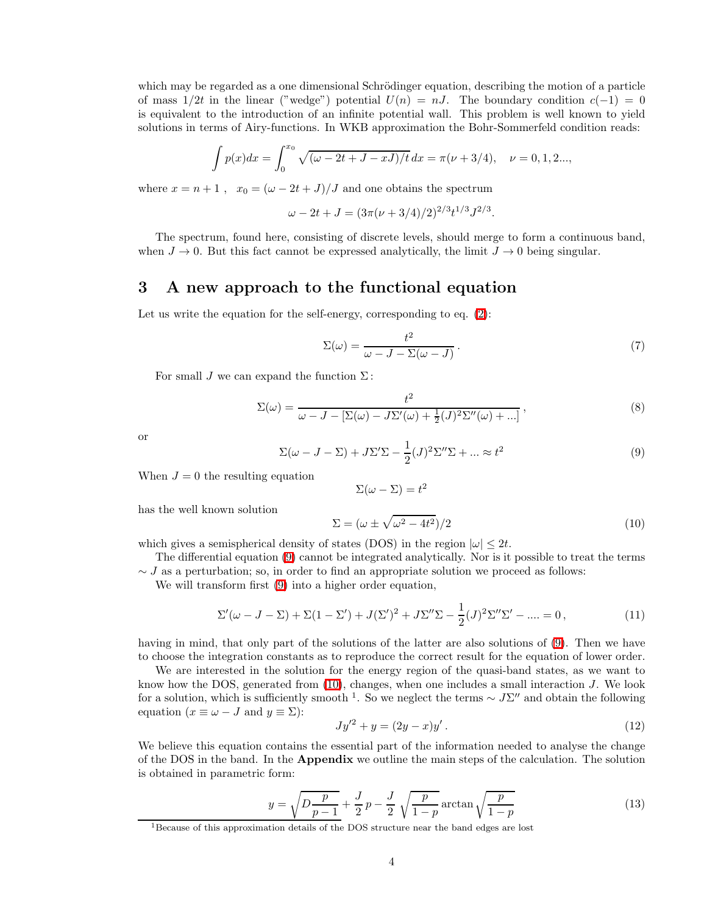which may be regarded as a one dimensional Schrödinger equation, describing the motion of a particle of mass $1/2t$ in the linear ("wedge") potential $U(n) = nJ$. The boundary condition $c(-1) = 0$ is equivalent to the introduction of an infinite potential wall. This problem is well known to yield solutions in terms of Airy-functions. In WKB approximation the Bohr-Sommerfeld condition reads:

$$\int p(x)dx = \int_0^{x_0} \sqrt{(\omega - 2t + J - xJ)/t}\, dx = \pi(\nu + 3/4), \quad \nu = 0, 1, 2...,$$

where $x = n + 1$ , $x_0 = (\omega - 2t + J)/J$ and one obtains the spectrum

$$\omega - 2t + J = (3\pi(\nu + 3/4)/2)^{2/3} t^{1/3} J^{2/3}.$$

The spectrum, found here, consisting of discrete levels, should merge to form a continuous band, when $J \to 0$. But this fact cannot be expressed analytically, the limit $J \to 0$ being singular.

## 3 A new approach to the functional equation

Let us write the equation for the self-energy, corresponding to eq. (2):

$$\Sigma(\omega) = \frac{t^2}{\omega - J - \Sigma(\omega - J)} \,. \tag{7}$$

For small $J$ we can expand the function $\Sigma$:

$$\Sigma(\omega) = \frac{t^2}{\omega - J - [\Sigma(\omega) - J\Sigma'(\omega) + \frac{1}{2}(J)^2\Sigma''(\omega) + ...]} \,, \tag{8}$$

or

$$\Sigma(\omega - J - \Sigma) + J\Sigma'\Sigma - \frac{1}{2}(J)^2\Sigma''\Sigma + ... \approx t^2 \tag{9}$$

When $J = 0$ the resulting equation

$$\Sigma(\omega - \Sigma) = t^2$$

has the well known solution

$$\Sigma = (\omega \pm \sqrt{\omega^2 - 4t^2})/2 \tag{10}$$

which gives a semispherical density of states (DOS) in the region $|\omega| \leq 2t$.

The differential equation (9) cannot be integrated analytically. Nor is it possible to treat the terms $\sim J$ as a perturbation; so, in order to find an appropriate solution we proceed as follows:

We will transform first (9) into a higher order equation,

$$\Sigma'(\omega - J - \Sigma) + \Sigma(1 - \Sigma') + J(\Sigma')^2 + J\Sigma''\Sigma - \frac{1}{2}(J)^2\Sigma''\Sigma' - .... = 0 \,, \tag{11}$$

having in mind, that only part of the solutions of the latter are also solutions of (9). Then we have to choose the integration constants as to reproduce the correct result for the equation of lower order.

We are interested in the solution for the energy region of the quasi-band states, as we want to know how the DOS, generated from (10), changes, when one includes a small interaction $J$. We look for a solution, which is sufficiently smooth [1]. So we neglect the terms $\sim J\Sigma''$ and obtain the following equation ($x \equiv \omega - J$ and $y \equiv \Sigma$):

$$Jy'^2 + y = (2y - x)y' \,. \tag{12}$$

We believe this equation contains the essential part of the information needed to analyse the change of the DOS in the band. In the **Appendix** we outline the main steps of the calculation. The solution is obtained in parametric form:

$$y = \sqrt{D\frac{p}{p-1}} + \frac{J}{2}\,p - \frac{J}{2}\,\sqrt{\frac{p}{1-p}}\arctan\sqrt{\frac{p}{1-p}} \tag{13}$$

[1] Because of this approximation details of the DOS structure near the band edges are lost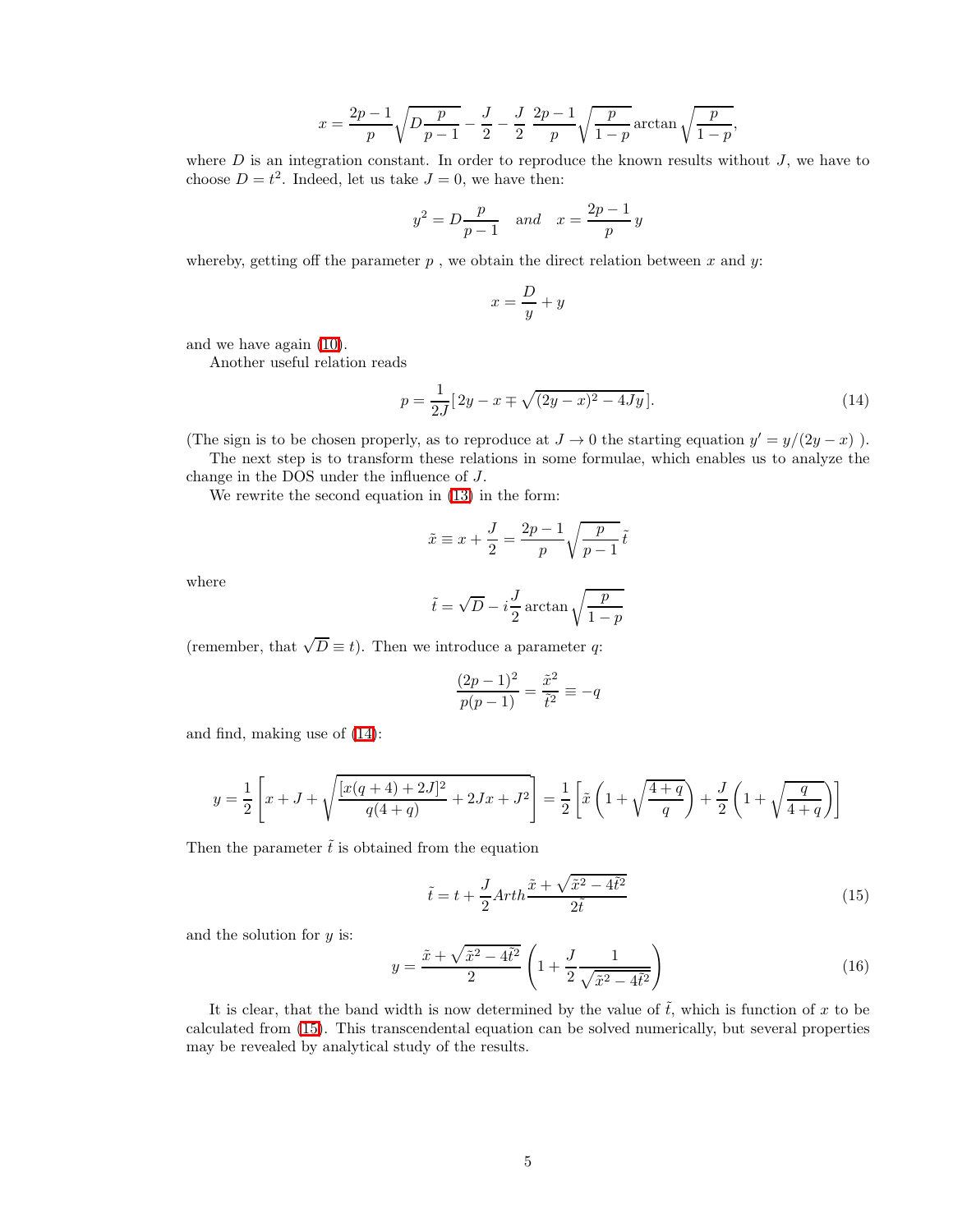$$x = \frac{2p-1}{p}\sqrt{D\frac{p}{p-1}} - \frac{J}{2} - \frac{J}{2}\ \frac{2p-1}{p}\sqrt{\frac{p}{1-p}}\arctan\sqrt{\frac{p}{1-p}},$$

where $D$ is an integration constant. In order to reproduce the known results without $J$, we have to choose $D = t^2$. Indeed, let us take $J = 0$, we have then:

$$y^2 = D\frac{p}{p-1} \quad \textit{and} \quad x = \frac{2p-1}{p}y$$

whereby, getting off the parameter $p$ , we obtain the direct relation between $x$ and $y$:

$$x = \frac{D}{y} + y$$

and we have again (10).

Another useful relation reads

$$p = \frac{1}{2J}[\,2y - x \mp \sqrt{(2y-x)^2 - 4Jy}\,]. \tag{14}$$

(The sign is to be chosen properly, as to reproduce at $J \to 0$ the starting equation $y' = y/(2y - x)$ ).

The next step is to transform these relations in some formulae, which enables us to analyze the change in the DOS under the influence of $J$.

We rewrite the second equation in (13) in the form:

$$\tilde{x} \equiv x + \frac{J}{2} = \frac{2p-1}{p}\sqrt{\frac{p}{p-1}}\,\tilde{t}$$

where

$$\tilde{t} = \sqrt{D} - i\frac{J}{2}\arctan\sqrt{\frac{p}{1-p}}$$

(remember, that $\sqrt{D} \equiv t$). Then we introduce a parameter $q$:

$$\frac{(2p-1)^2}{p(p-1)} = \frac{\tilde{x}^2}{\tilde{t}^2} \equiv -q$$

and find, making use of (14):

$$y = \frac{1}{2}\left[x + J + \sqrt{\frac{[x(q+4)+2J]^2}{q(4+q)} + 2Jx + J^2}\right] = \frac{1}{2}\left[\tilde{x}\left(1 + \sqrt{\frac{4+q}{q}}\right) + \frac{J}{2}\left(1 + \sqrt{\frac{q}{4+q}}\right)\right]$$

Then the parameter $\tilde{t}$ is obtained from the equation

$$\tilde{t} = t + \frac{J}{2}Arth\frac{\tilde{x} + \sqrt{\tilde{x}^2 - 4\tilde{t}^2}}{2\tilde{t}} \tag{15}$$

and the solution for $y$ is:

$$y = \frac{\tilde{x} + \sqrt{\tilde{x}^2 - 4\tilde{t}^2}}{2}\left(1 + \frac{J}{2}\frac{1}{\sqrt{\tilde{x}^2 - 4\tilde{t}^2}}\right) \tag{16}$$

It is clear, that the band width is now determined by the value of $\tilde{t}$, which is function of $x$ to be calculated from (15). This transcendental equation can be solved numerically, but several properties may be revealed by analytical study of the results.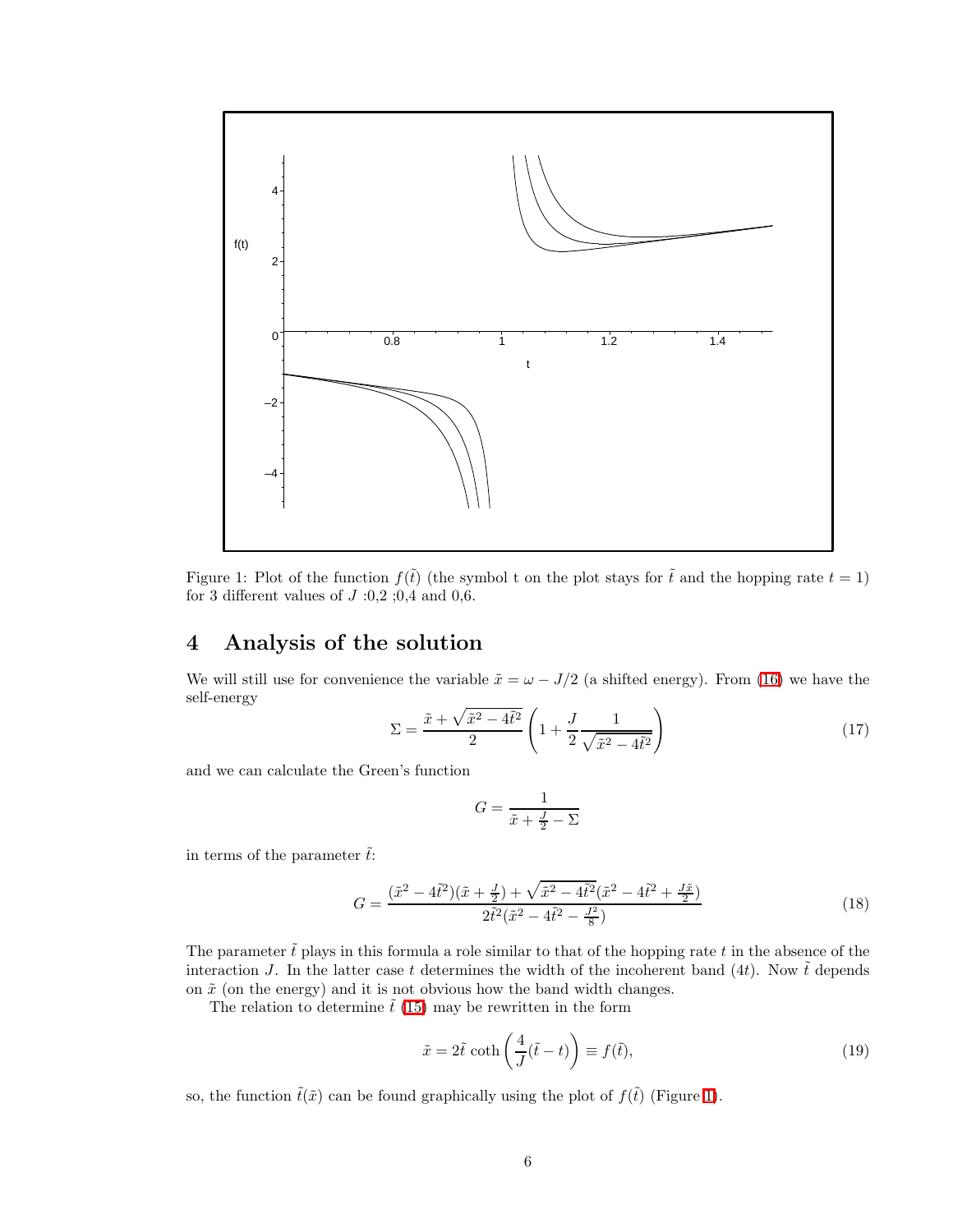Figure 1: Plot of the function $f(\tilde{t})$ (the symbol t on the plot stays for $\tilde{t}$ and the hopping rate $t = 1$) for 3 different values of $J$ :0,2 ;0,4 and 0,6.

## 4 Analysis of the solution

We will still use for convenience the variable $\tilde{x} = \omega - J/2$ (a shifted energy). From (16) we have the self-energy

$$\Sigma = \frac{\tilde{x} + \sqrt{\tilde{x}^2 - 4\tilde{t}^2}}{2} \left( 1 + \frac{J}{2} \frac{1}{\sqrt{\tilde{x}^2 - 4\tilde{t}^2}} \right) \tag{17}$$

and we can calculate the Green's function

$$G = \frac{1}{\tilde{x} + \frac{J}{2} - \Sigma}$$

in terms of the parameter $\tilde{t}$:

$$G = \frac{(\tilde{x}^2 - 4\tilde{t}^2)(\tilde{x} + \frac{J}{2}) + \sqrt{\tilde{x}^2 - 4\tilde{t}^2}(\tilde{x}^2 - 4\tilde{t}^2 + \frac{J\tilde{x}}{2})}{2\tilde{t}^2(\tilde{x}^2 - 4\tilde{t}^2 - \frac{J^2}{8})} \tag{18}$$

The parameter $\tilde{t}$ plays in this formula a role similar to that of the hopping rate $t$ in the absence of the interaction $J$. In the latter case $t$ determines the width of the incoherent band ($4t$). Now $\tilde{t}$ depends on $\tilde{x}$ (on the energy) and it is not obvious how the band width changes.

The relation to determine $\tilde{t}$ (15) may be rewritten in the form

$$\tilde{x} = 2\tilde{t} \coth\left(\frac{4}{J}(\tilde{t} - t)\right) \equiv f(\tilde{t}), \tag{19}$$

so, the function $\tilde{t}(\tilde{x})$ can be found graphically using the plot of $f(\tilde{t})$ (Figure 1).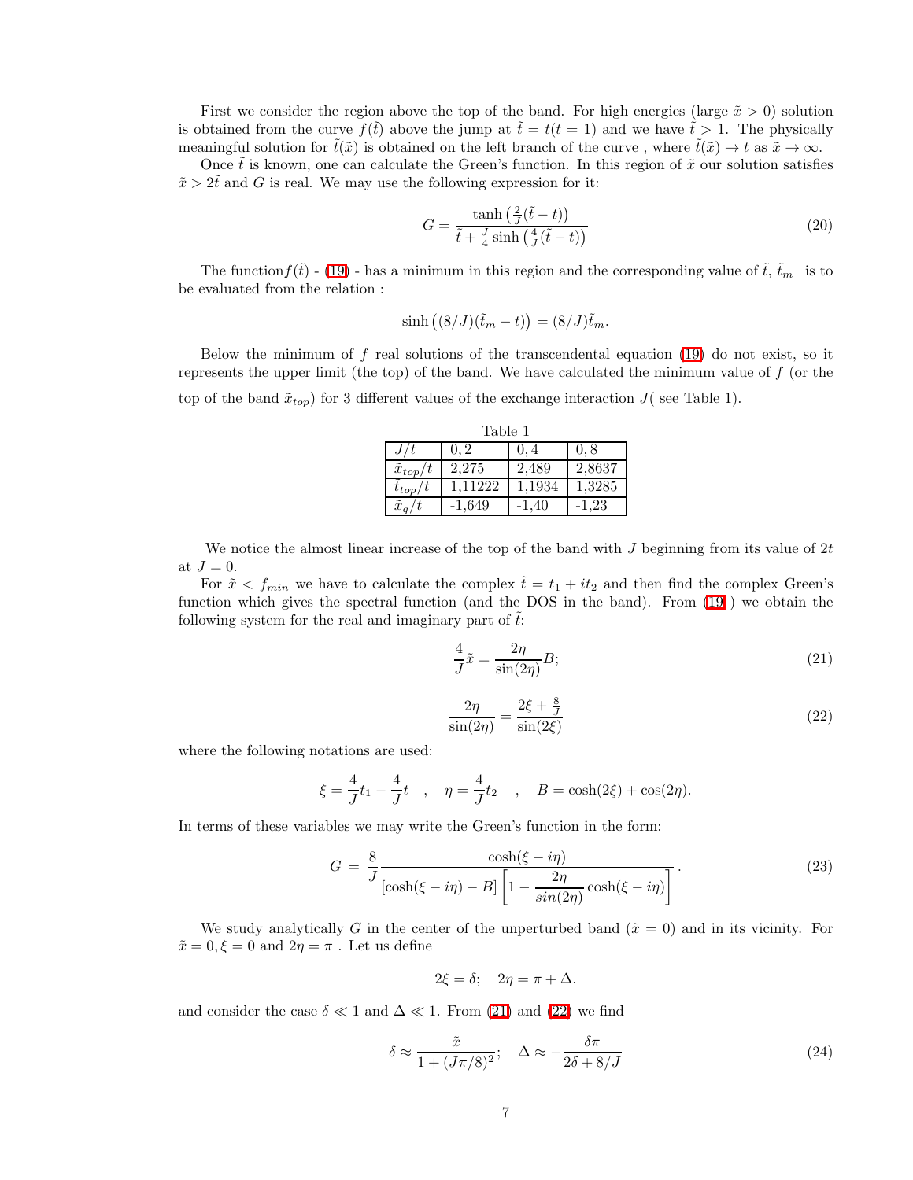First we consider the region above the top of the band. For high energies (large $\tilde{x} > 0$) solution is obtained from the curve $f(\tilde{t})$ above the jump at $\tilde{t} = t(t = 1)$ and we have $\tilde{t} > 1$. The physically meaningful solution for $\tilde{t}(\tilde{x})$ is obtained on the left branch of the curve , where $\tilde{t}(\tilde{x}) \to t$ as $\tilde{x} \to \infty$.

Once $\tilde{t}$ is known, one can calculate the Green's function. In this region of $\tilde{x}$ our solution satisfies $\tilde{x} > 2\tilde{t}$ and $G$ is real. We may use the following expression for it:

$$G = \frac{\tanh\left(\frac{2}{J}(\tilde{t} - t)\right)}{\tilde{t} + \frac{J}{4}\sinh\left(\frac{4}{J}(\tilde{t} - t)\right)} \tag{20}$$

The function$f(\tilde{t})$ - (19) - has a minimum in this region and the corresponding value of $\tilde{t}$, $\tilde{t}_m$ is to be evaluated from the relation :

$$\sinh\left((8/J)(\tilde{t}_m - t)\right) = (8/J)\tilde{t}_m.$$

Below the minimum of $f$ real solutions of the transcendental equation (19) do not exist, so it represents the upper limit (the top) of the band. We have calculated the minimum value of $f$ (or the top of the band $\tilde{x}_{top}$) for 3 different values of the exchange interaction $J$( see Table 1).

Table 1

| $J/t$ | 0,2 | 0,4 | 0,8 |
|---|---|---|---|
| $\tilde{x}_{top}/t$ | 2,275 | 2,489 | 2,8637 |
| $\tilde{t}_{top}/t$ | 1,11222 | 1,1934 | 1,3285 |
| $\tilde{x}_q/t$ | -1,649 | -1,40 | -1,23 |

We notice the almost linear increase of the top of the band with $J$ beginning from its value of $2t$ at $J = 0$.

For $\tilde{x} < f_{min}$ we have to calculate the complex $\tilde{t} = t_1 + it_2$ and then find the complex Green's function which gives the spectral function (and the DOS in the band). From (19 ) we obtain the following system for the real and imaginary part of $\tilde{t}$:

$$\frac{4}{J}\tilde{x} = \frac{2\eta}{\sin(2\eta)}B; \tag{21}$$

$$\frac{2\eta}{\sin(2\eta)} = \frac{2\xi + \frac{8}{J}}{\sin(2\xi)} \tag{22}$$

where the following notations are used:

$$\xi = \frac{4}{J}t_1 - \frac{4}{J}t \quad , \quad \eta = \frac{4}{J}t_2 \quad , \quad B = \cosh(2\xi) + \cos(2\eta).$$

In terms of these variables we may write the Green's function in the form:

$$G \;=\; \frac{8}{J}\frac{\cosh(\xi - i\eta)}{\left[\cosh(\xi - i\eta) - B\right]\left[1 - \frac{2\eta}{sin(2\eta)}\cosh(\xi - i\eta)\right]}. \tag{23}$$

We study analytically $G$ in the center of the unperturbed band ($\tilde{x} = 0$) and in its vicinity. For $\tilde{x} = 0, \xi = 0$ and $2\eta = \pi$ . Let us define

$$2\xi = \delta; \quad 2\eta = \pi + \Delta.$$

and consider the case $\delta \ll 1$ and $\Delta \ll 1$. From (21) and (22) we find

$$\delta \approx \frac{\tilde{x}}{1 + (J\pi/8)^2}; \quad \Delta \approx -\frac{\delta\pi}{2\delta + 8/J} \tag{24}$$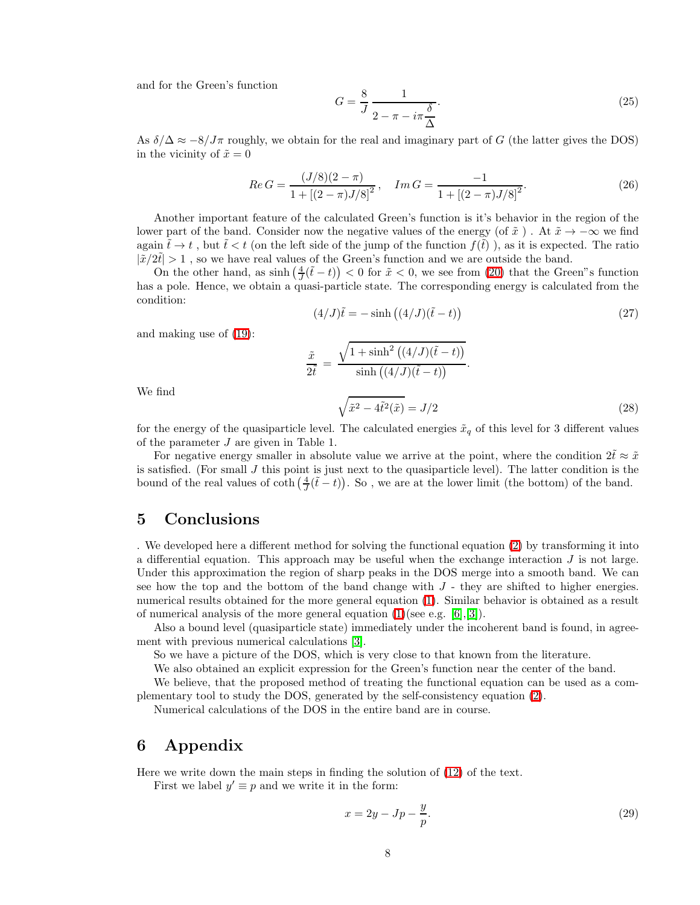and for the Green's function

$$G = \frac{8}{J} \frac{1}{2 - \pi - i\pi \dfrac{\delta}{\Delta}}. \tag{25}$$

As $\delta/\Delta \approx -8/J\pi$ roughly, we obtain for the real and imaginary part of $G$ (the latter gives the DOS) in the vicinity of $\tilde{x} = 0$

$$Re\, G = \frac{(J/8)(2-\pi)}{1 + [(2-\pi)J/8]^2}, \quad Im\, G = \frac{-1}{1 + [(2-\pi)J/8]^2}. \tag{26}$$

Another important feature of the calculated Green's function is it's behavior in the region of the lower part of the band. Consider now the negative values of the energy (of $\tilde{x}$ ) . At $\tilde{x} \to -\infty$ we find again $\tilde{t} \to t$ , but $\tilde{t} < t$ (on the left side of the jump of the function $f(\tilde{t})$ ), as it is expected. The ratio $|\tilde{x}/2\tilde{t}| > 1$ , so we have real values of the Green's function and we are outside the band.

On the other hand, as $\sinh\left(\frac{4}{J}(\tilde{t} - t)\right) < 0$ for $\tilde{x} < 0$, we see from (20) that the Green"s function has a pole. Hence, we obtain a quasi-particle state. The corresponding energy is calculated from the condition:

$$(4/J)\tilde{t} = -\sinh\left((4/J)(\tilde{t} - t)\right) \tag{27}$$

and making use of (19):

$$\frac{\tilde{x}}{2\tilde{t}} = \frac{\sqrt{1 + \sinh^2\left((4/J)(\tilde{t} - t)\right)}}{\sinh\left((4/J)(\tilde{t} - t)\right)}.$$

We find

$$\sqrt{\tilde{x}^2 - 4\tilde{t}^2(\tilde{x})} = J/2 \tag{28}$$

for the energy of the quasiparticle level. The calculated energies $\tilde{x}_q$ of this level for 3 different values of the parameter $J$ are given in Table 1.

For negative energy smaller in absolute value we arrive at the point, where the condition $2\tilde{t} \approx \tilde{x}$ is satisfied. (For small $J$ this point is just next to the quasiparticle level). The latter condition is the bound of the real values of $\coth\left(\frac{4}{J}(\tilde{t} - t)\right)$. So , we are at the lower limit (the bottom) of the band.

# 5 Conclusions

. We developed here a different method for solving the functional equation (2) by transforming it into a differential equation. This approach may be useful when the exchange interaction $J$ is not large. Under this approximation the region of sharp peaks in the DOS merge into a smooth band. We can see how the top and the bottom of the band change with $J$ - they are shifted to higher energies. numerical results obtained for the more general equation (1). Similar behavior is obtained as a result of numerical analysis of the more general equation (1)(see e.g. [6],[3]).

Also a bound level (quasiparticle state) immediately under the incoherent band is found, in agreement with previous numerical calculations [3].

So we have a picture of the DOS, which is very close to that known from the literature.

We also obtained an explicit expression for the Green's function near the center of the band.

We believe, that the proposed method of treating the functional equation can be used as a complementary tool to study the DOS, generated by the self-consistency equation (2).

Numerical calculations of the DOS in the entire band are in course.

# 6 Appendix

Here we write down the main steps in finding the solution of (12) of the text.

First we label $y' \equiv p$ and we write it in the form:

$$x = 2y - Jp - \frac{y}{p}. \tag{29}$$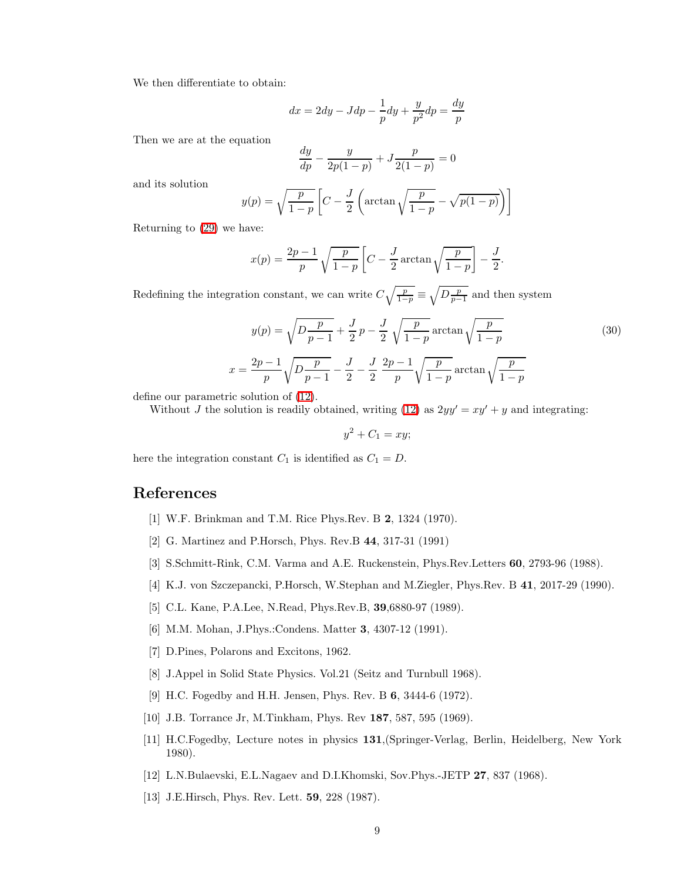We then differentiate to obtain:

$$dx = 2dy - Jdp - \frac{1}{p}dy + \frac{y}{p^2}dp = \frac{dy}{p}$$

Then we are at the equation

$$\frac{dy}{dp} - \frac{y}{2p(1-p)} + J\frac{p}{2(1-p)} = 0$$

and its solution

$$y(p) = \sqrt{\frac{p}{1-p}}\left[C - \frac{J}{2}\left(\arctan\sqrt{\frac{p}{1-p}} - \sqrt{p(1-p)}\right)\right]$$

Returning to (29) we have:

$$x(p) = \frac{2p-1}{p}\sqrt{\frac{p}{1-p}}\left[C - \frac{J}{2}\arctan\sqrt{\frac{p}{1-p}}\right] - \frac{J}{2}.$$

Redefining the integration constant, we can write $C\sqrt{\frac{p}{1-p}} \equiv \sqrt{D\frac{p}{p-1}}$ and then system

$$y(p) = \sqrt{D\frac{p}{p-1}} + \frac{J}{2}p - \frac{J}{2}\sqrt{\frac{p}{1-p}}\arctan\sqrt{\frac{p}{1-p}} \tag{30}$$

$$x = \frac{2p-1}{p}\sqrt{D\frac{p}{p-1}} - \frac{J}{2} - \frac{J}{2}\,\frac{2p-1}{p}\sqrt{\frac{p}{1-p}}\arctan\sqrt{\frac{p}{1-p}}$$

define our parametric solution of (12).

Without $J$ the solution is readily obtained, writing (12) as $2yy' = xy' + y$ and integrating:

$$y^2 + C_1 = xy;$$

here the integration constant $C_1$ is identified as $C_1 = D$.

## References

[1] W.F. Brinkman and T.M. Rice Phys.Rev. B **2**, 1324 (1970).

[2] G. Martinez and P.Horsch, Phys. Rev.B **44**, 317-31 (1991)

[3] S.Schmitt-Rink, C.M. Varma and A.E. Ruckenstein, Phys.Rev.Letters **60**, 2793-96 (1988).

[4] K.J. von Szczepancki, P.Horsch, W.Stephan and M.Ziegler, Phys.Rev. B **41**, 2017-29 (1990).

[5] C.L. Kane, P.A.Lee, N.Read, Phys.Rev.B, **39**,6880-97 (1989).

[6] M.M. Mohan, J.Phys.:Condens. Matter **3**, 4307-12 (1991).

[7] D.Pines, Polarons and Excitons, 1962.

[8] J.Appel in Solid State Physics. Vol.21 (Seitz and Turnbull 1968).

[9] H.C. Fogedby and H.H. Jensen, Phys. Rev. B **6**, 3444-6 (1972).

[10] J.B. Torrance Jr, M.Tinkham, Phys. Rev **187**, 587, 595 (1969).

[11] H.C.Fogedby, Lecture notes in physics **131**,(Springer-Verlag, Berlin, Heidelberg, New York 1980).

[12] L.N.Bulaevski, E.L.Nagaev and D.I.Khomski, Sov.Phys.-JETP **27**, 837 (1968).

[13] J.E.Hirsch, Phys. Rev. Lett. **59**, 228 (1987).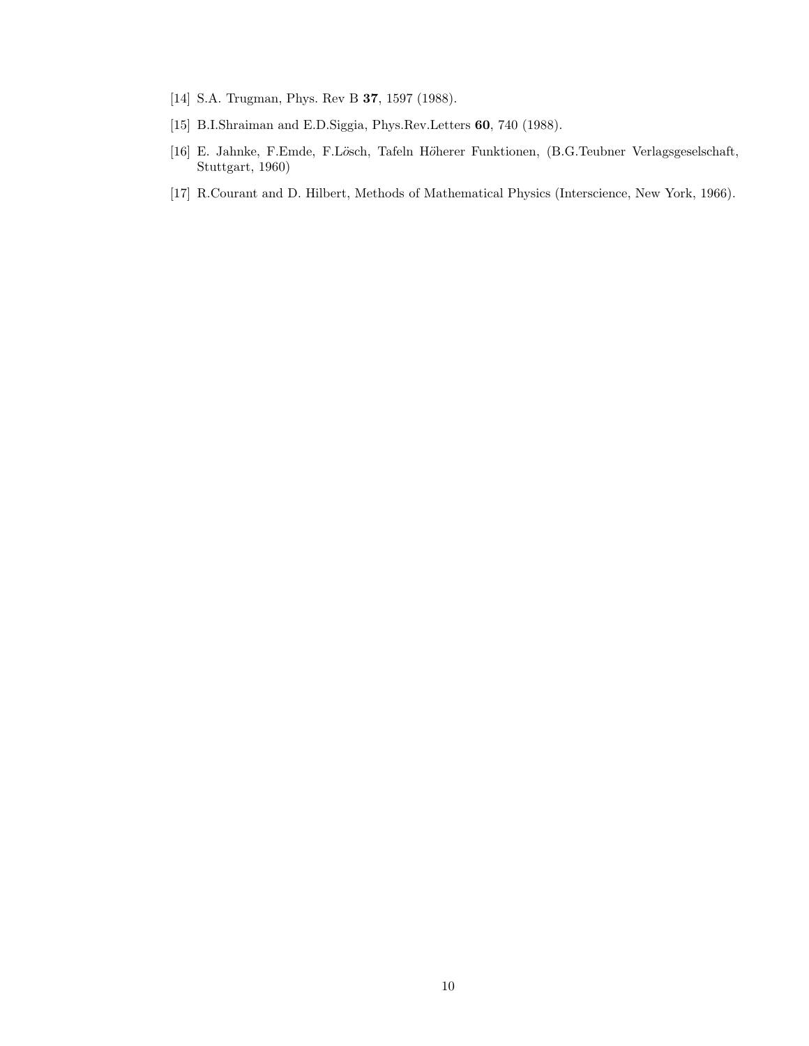[14] S.A. Trugman, Phys. Rev B **37**, 1597 (1988).

[15] B.I.Shraiman and E.D.Siggia, Phys.Rev.Letters **60**, 740 (1988).

[16] E. Jahnke, F.Emde, F.Lösch, Tafeln Höherer Funktionen, (B.G.Teubner Verlagsgeselschaft, Stuttgart, 1960)

[17] R.Courant and D. Hilbert, Methods of Mathematical Physics (Interscience, New York, 1966).